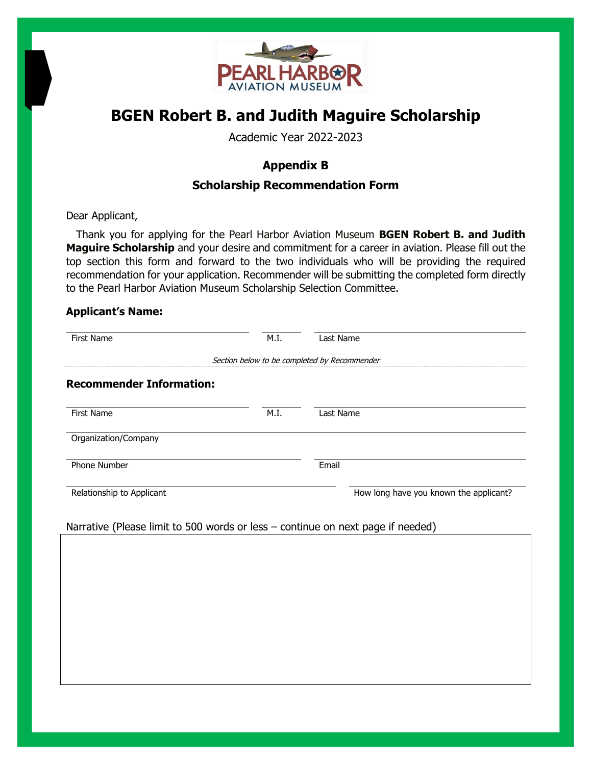# BGEN Robert B. and Judith Maguire Scholarship

Academic Year 2022-2023

## Appendix B

## Scholarship Recommendation Form

Dear Applicant,

Thank you for applying for the Pearl Harbor Aviation Museum **BGEN Robert B. and Judith Maguire Scholarship** and your desire and commitment for a career in aviation. Please fill out the top section this form and forward to the two individuals who will be providing the required recommendation for your application. Recommender will be submitting the completed form directly to the Pearl Harbor Aviation Museum Scholarship Selection Committee.

**Applicant's Name:**

First Name ____________ M.I. ____ Last Name ____________

*Section below to be completed by Recommender*

---

**Recommender Information:**

First Name ____________ M.I. ____ Last Name ____________

Organization/Company ____________

Phone Number ____________ Email ____________

Relationship to Applicant ____________ How long have you known the applicant? ____________

Narrative (Please limit to 500 words or less – continue on next page if needed)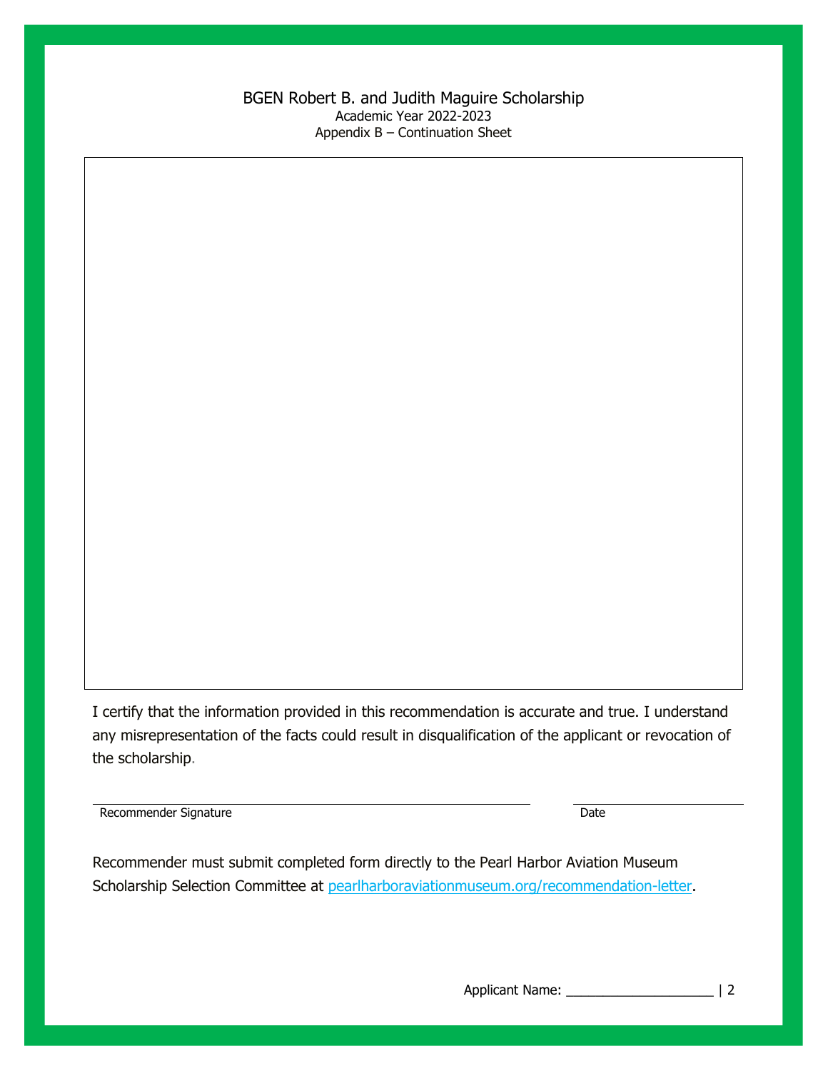# BGEN Robert B. and Judith Maguire Scholarship

Academic Year 2022-2023

Appendix B – Continuation Sheet

I certify that the information provided in this recommendation is accurate and true. I understand any misrepresentation of the facts could result in disqualification of the applicant or revocation of the scholarship.

______________________________________________ ____________________

Recommender Signature Date

Recommender must submit completed form directly to the Pearl Harbor Aviation Museum Scholarship Selection Committee at pearlharboraviationmuseum.org/recommendation-letter.

Applicant Name: ____________________